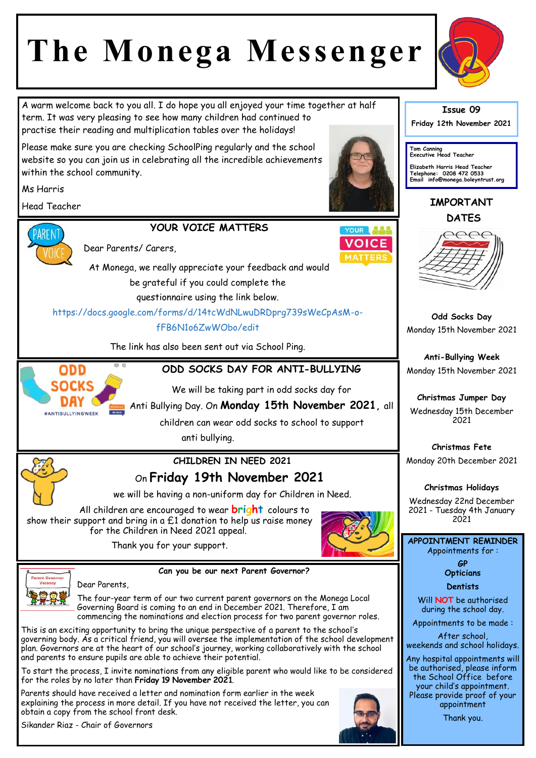# The Monega Messenger

**Issue 09**

**Friday 12th November 2021**

Tom Canning
Executive Head Teacher

Elizabeth Harris Head Teacher
Telephone: 0208 472 0533
Email info@monega.boleyntrust.org

A warm welcome back to you all. I do hope you all enjoyed your time together at half term. It was very pleasing to see how many children had continued to practise their reading and multiplication tables over the holidays!

Please make sure you are checking SchoolPing regularly and the school website so you can join us in celebrating all the incredible achievements within the school community.

Ms Harris

Head Teacher

## YOUR VOICE MATTERS

Dear Parents/ Carers,

At Monega, we really appreciate your feedback and would be grateful if you could complete the questionnaire using the link below.

https://docs.google.com/forms/d/14tcWdNLwuDRDprg739sWeCpAsM-o-fFB6N1o6ZwWObo/edit

The link has also been sent out via School Ping.

## ODD SOCKS DAY FOR ANTI-BULLYING

We will be taking part in odd socks day for Anti Bullying Day. On **Monday 15th November 2021**, all children can wear odd socks to school to support anti bullying.

## CHILDREN IN NEED 2021

On **Friday 19th November 2021**

we will be having a non-uniform day for Children in Need.

All children are encouraged to wear **bright** colours to show their support and bring in a £1 donation to help us raise money for the Children in Need 2021 appeal.

Thank you for your support.

## Can you be our next Parent Governor?

Dear Parents,

The four-year term of our two current parent governors on the Monega Local Governing Board is coming to an end in December 2021. Therefore, I am commencing the nominations and election process for two parent governor roles.

This is an exciting opportunity to bring the unique perspective of a parent to the school's governing body. As a critical friend, you will oversee the implementation of the school development plan. Governors are at the heart of our school's journey, working collaboratively with the school and parents to ensure pupils are able to achieve their potential.

To start the process, I invite nominations from any eligible parent who would like to be considered for the roles by no later than **Friday 19 November 2021**.

Parents should have received a letter and nomination form earlier in the week explaining the process in more detail. If you have not received the letter, you can obtain a copy from the school front desk.

Sikander Riaz - Chair of Governors

## IMPORTANT DATES

**Odd Socks Day**
Monday 15th November 2021

**Anti-Bullying Week**
Monday 15th November 2021

**Christmas Jumper Day**
Wednesday 15th December 2021

**Christmas Fete**
Monday 20th December 2021

**Christmas Holidays**
Wednesday 22nd December 2021 - Tuesday 4th January 2021

## APPOINTMENT REMINDER

Appointments for :

**GP**
**Opticians**
**Dentists**

Will **NOT** be authorised during the school day.

Appointments to be made :

After school, weekends and school holidays.

Any hospital appointments will be authorised, please inform the School Office before your child's appointment. Please provide proof of your appointment

Thank you.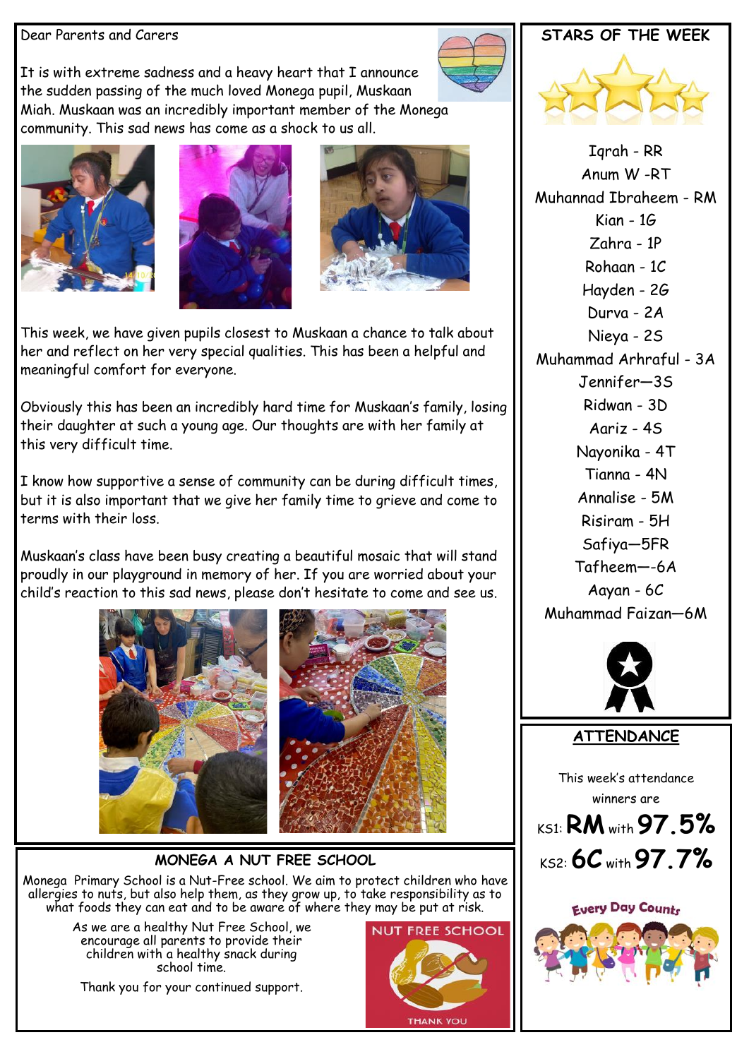Dear Parents and Carers

It is with extreme sadness and a heavy heart that I announce the sudden passing of the much loved Monega pupil, Muskaan Miah. Muskaan was an incredibly important member of the Monega community. This sad news has come as a shock to us all.

This week, we have given pupils closest to Muskaan a chance to talk about her and reflect on her very special qualities. This has been a helpful and meaningful comfort for everyone.

Obviously this has been an incredibly hard time for Muskaan's family, losing their daughter at such a young age. Our thoughts are with her family at this very difficult time.

I know how supportive a sense of community can be during difficult times, but it is also important that we give her family time to grieve and come to terms with their loss.

Muskaan's class have been busy creating a beautiful mosaic that will stand proudly in our playground in memory of her. If you are worried about your child's reaction to this sad news, please don't hesitate to come and see us.

## MONEGA A NUT FREE SCHOOL

Monega Primary School is a Nut-Free school. We aim to protect children who have allergies to nuts, but also help them, as they grow up, to take responsibility as to what foods they can eat and to be aware of where they may be put at risk.

As we are a healthy Nut Free School, we encourage all parents to provide their children with a healthy snack during school time.

Thank you for your continued support.

NUT FREE SCHOOL

THANK YOU

## STARS OF THE WEEK

Iqrah - RR
Anum W -RT
Muhannad Ibraheem - RM
Kian - 1G
Zahra - 1P
Rohaan - 1C
Hayden - 2G
Durva - 2A
Nieya - 2S
Muhammad Arhraful - 3A
Jennifer—3S
Ridwan - 3D
Aariz - 4S
Nayonika - 4T
Tianna - 4N
Annalise - 5M
Risiram - 5H
Safiya—5FR
Tafheem—-6A
Aayan - 6C
Muhammad Faizan—6M

## ATTENDANCE

This week's attendance winners are

KS1: **RM** with **97.5%**

KS2: **6C** with **97.7%**

Every Day Counts